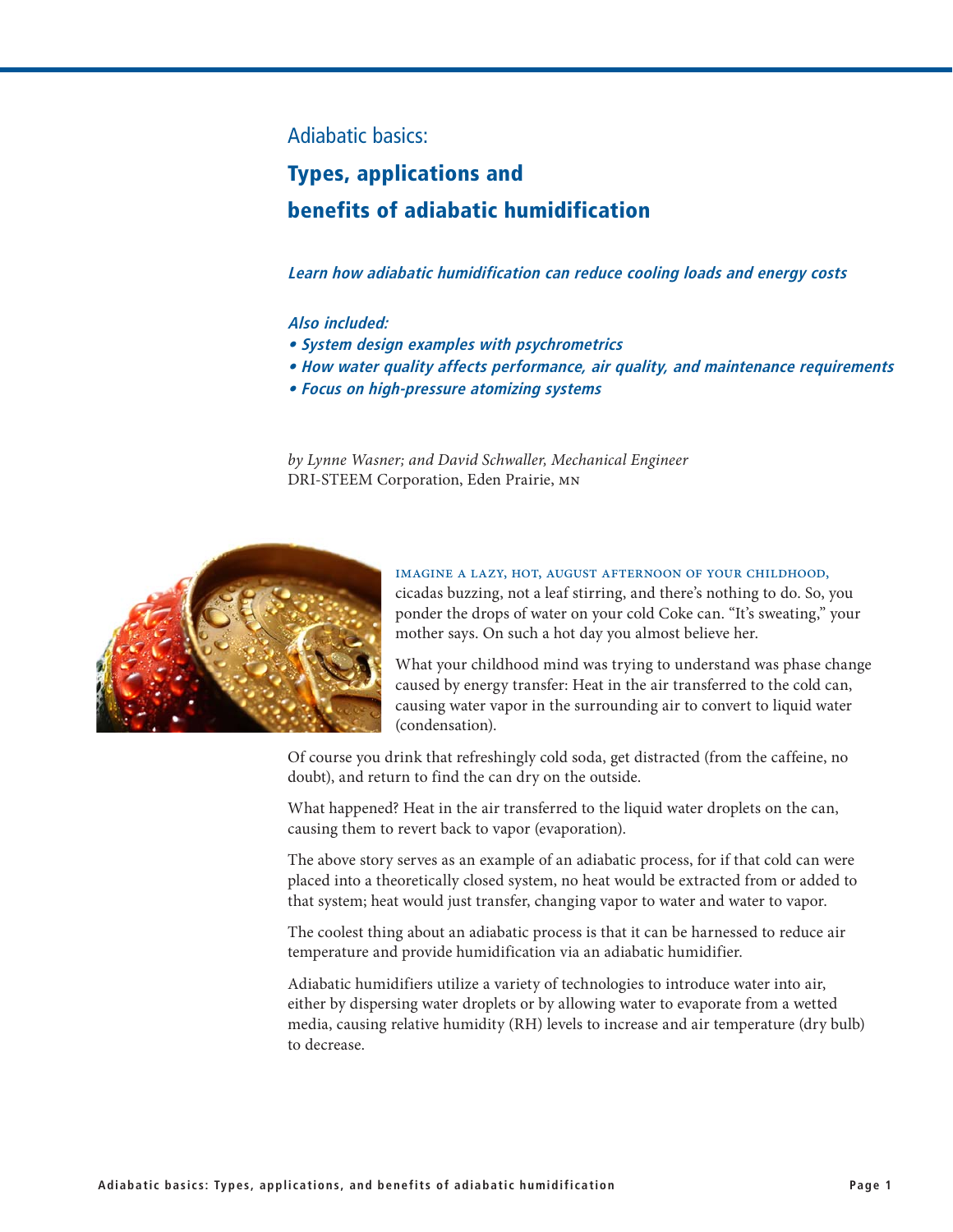Adiabatic basics:

# Types, applications and benefits of adiabatic humidification

***Learn how adiabatic humidification can reduce cooling loads and energy costs***

***Also included:***

- ***System design examples with psychrometrics***
- ***How water quality affects performance, air quality, and maintenance requirements***
- ***Focus on high-pressure atomizing systems***

*by Lynne Wasner; and David Schwaller, Mechanical Engineer*
DRI-STEEM Corporation, Eden Prairie, MN

IMAGINE A LAZY, HOT, AUGUST AFTERNOON OF YOUR CHILDHOOD, cicadas buzzing, not a leaf stirring, and there's nothing to do. So, you ponder the drops of water on your cold Coke can. "It's sweating," your mother says. On such a hot day you almost believe her.

What your childhood mind was trying to understand was phase change caused by energy transfer: Heat in the air transferred to the cold can, causing water vapor in the surrounding air to convert to liquid water (condensation).

Of course you drink that refreshingly cold soda, get distracted (from the caffeine, no doubt), and return to find the can dry on the outside.

What happened? Heat in the air transferred to the liquid water droplets on the can, causing them to revert back to vapor (evaporation).

The above story serves as an example of an adiabatic process, for if that cold can were placed into a theoretically closed system, no heat would be extracted from or added to that system; heat would just transfer, changing vapor to water and water to vapor.

The coolest thing about an adiabatic process is that it can be harnessed to reduce air temperature and provide humidification via an adiabatic humidifier.

Adiabatic humidifiers utilize a variety of technologies to introduce water into air, either by dispersing water droplets or by allowing water to evaporate from a wetted media, causing relative humidity (RH) levels to increase and air temperature (dry bulb) to decrease.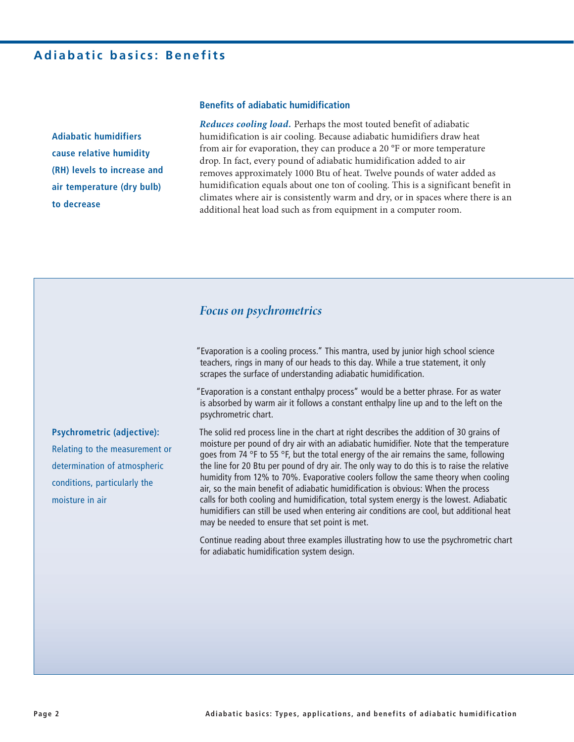## Adiabatic basics: Benefits

**Adiabatic humidifiers cause relative humidity (RH) levels to increase and air temperature (dry bulb) to decrease**

### Benefits of adiabatic humidification

***Reduces cooling load.*** Perhaps the most touted benefit of adiabatic humidification is air cooling. Because adiabatic humidifiers draw heat from air for evaporation, they can produce a 20 °F or more temperature drop. In fact, every pound of adiabatic humidification added to air removes approximately 1000 Btu of heat. Twelve pounds of water added as humidification equals about one ton of cooling. This is a significant benefit in climates where air is consistently warm and dry, or in spaces where there is an additional heat load such as from equipment in a computer room.

### *Focus on psychrometrics*

**Psychrometric (adjective):** Relating to the measurement or determination of atmospheric conditions, particularly the moisture in air

"Evaporation is a cooling process." This mantra, used by junior high school science teachers, rings in many of our heads to this day. While a true statement, it only scrapes the surface of understanding adiabatic humidification.

"Evaporation is a constant enthalpy process" would be a better phrase. For as water is absorbed by warm air it follows a constant enthalpy line up and to the left on the psychrometric chart.

The solid red process line in the chart at right describes the addition of 30 grains of moisture per pound of dry air with an adiabatic humidifier. Note that the temperature goes from 74 °F to 55 °F, but the total energy of the air remains the same, following the line for 20 Btu per pound of dry air. The only way to do this is to raise the relative humidity from 12% to 70%. Evaporative coolers follow the same theory when cooling air, so the main benefit of adiabatic humidification is obvious: When the process calls for both cooling and humidification, total system energy is the lowest. Adiabatic humidifiers can still be used when entering air conditions are cool, but additional heat may be needed to ensure that set point is met.

Continue reading about three examples illustrating how to use the psychrometric chart for adiabatic humidification system design.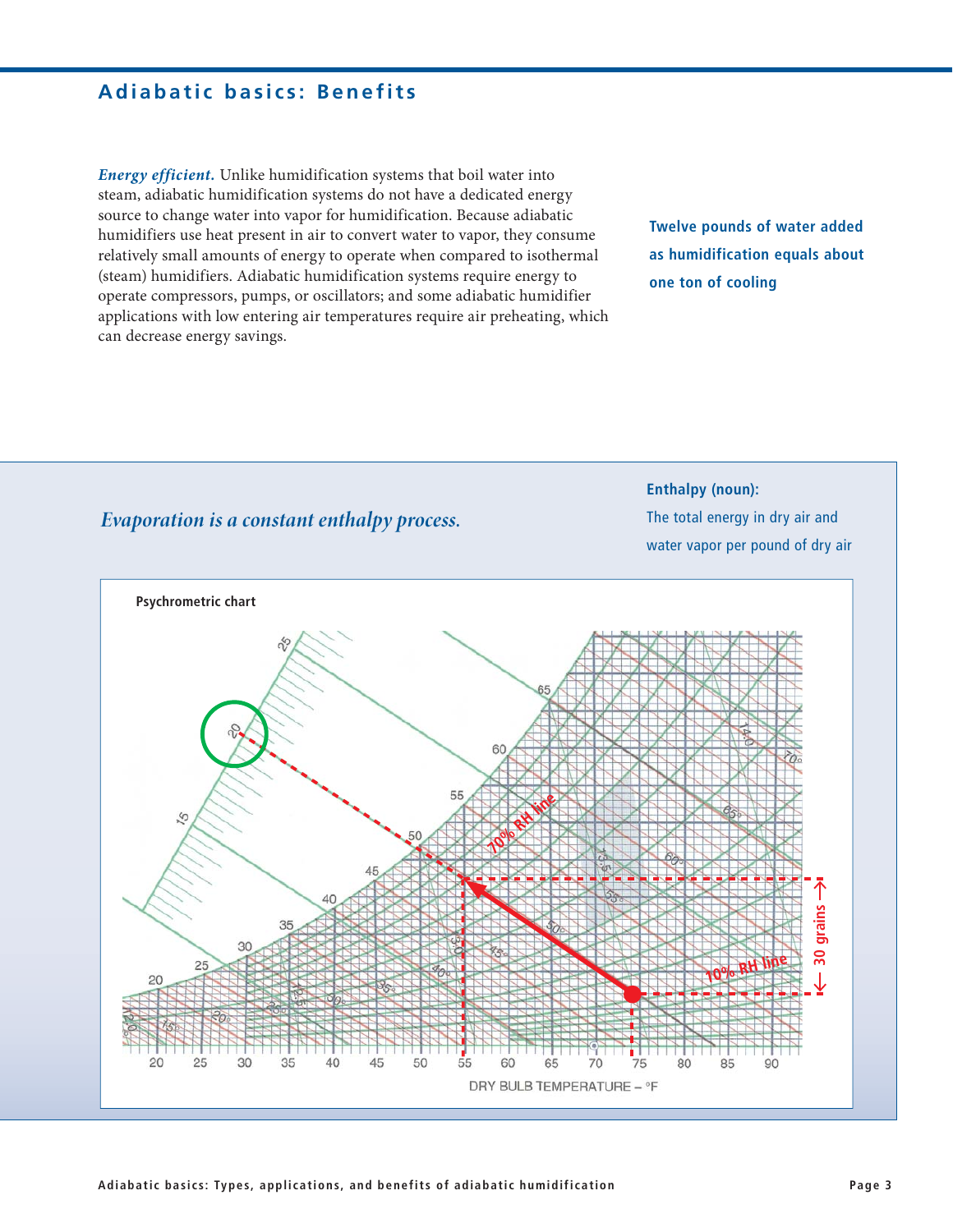## Adiabatic basics: Benefits

***Energy efficient.*** Unlike humidification systems that boil water into steam, adiabatic humidification systems do not have a dedicated energy source to change water into vapor for humidification. Because adiabatic humidifiers use heat present in air to convert water to vapor, they consume relatively small amounts of energy to operate when compared to isothermal (steam) humidifiers. Adiabatic humidification systems require energy to operate compressors, pumps, or oscillators; and some adiabatic humidifier applications with low entering air temperatures require air preheating, which can decrease energy savings.

**Twelve pounds of water added as humidification equals about one ton of cooling**

*Evaporation is a constant enthalpy process.*

**Enthalpy (noun):**
The total energy in dry air and water vapor per pound of dry air

**Psychrometric chart**

70% RH line

10% RH line

← 30 grains →

DRY BULB TEMPERATURE – °F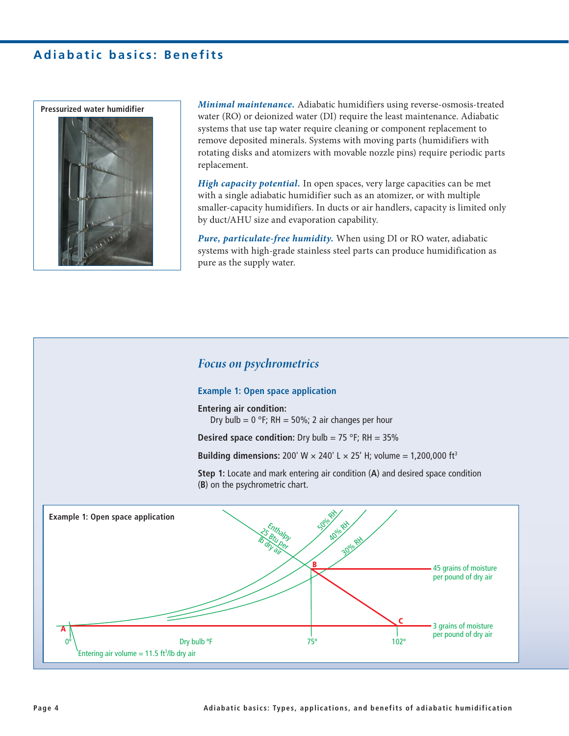## Adiabatic basics: Benefits

**Pressurized water humidifier**

***Minimal maintenance.*** Adiabatic humidifiers using reverse-osmosis-treated water (RO) or deionized water (DI) require the least maintenance. Adiabatic systems that use tap water require cleaning or component replacement to remove deposited minerals. Systems with moving parts (humidifiers with rotating disks and atomizers with movable nozzle pins) require periodic parts replacement.

***High capacity potential.*** In open spaces, very large capacities can be met with a single adiabatic humidifier such as an atomizer, or with multiple smaller-capacity humidifiers. In ducts or air handlers, capacity is limited only by duct/AHU size and evaporation capability.

***Pure, particulate-free humidity.*** When using DI or RO water, adiabatic systems with high-grade stainless steel parts can produce humidification as pure as the supply water.

### *Focus on psychrometrics*

#### Example 1: Open space application

**Entering air condition:**
Dry bulb = 0 °F; RH = 50%; 2 air changes per hour

**Desired space condition:** Dry bulb = 75 °F; RH = 35%

**Building dimensions:** 200' W × 240' L × 25' H; volume = 1,200,000 ft³

**Step 1:** Locate and mark entering air condition (**A**) and desired space condition (**B**) on the psychrometric chart.

**Example 1: Open space application**

Enthalpy 25 Btu per lb dry air; 50% RH; 40% RH; 30% RH; B; 45 grains of moisture per pound of dry air; A; C; 3 grains of moisture per pound of dry air; 0°; Dry bulb °F; 75°; 102°; Entering air volume = 11.5 ft³/lb dry air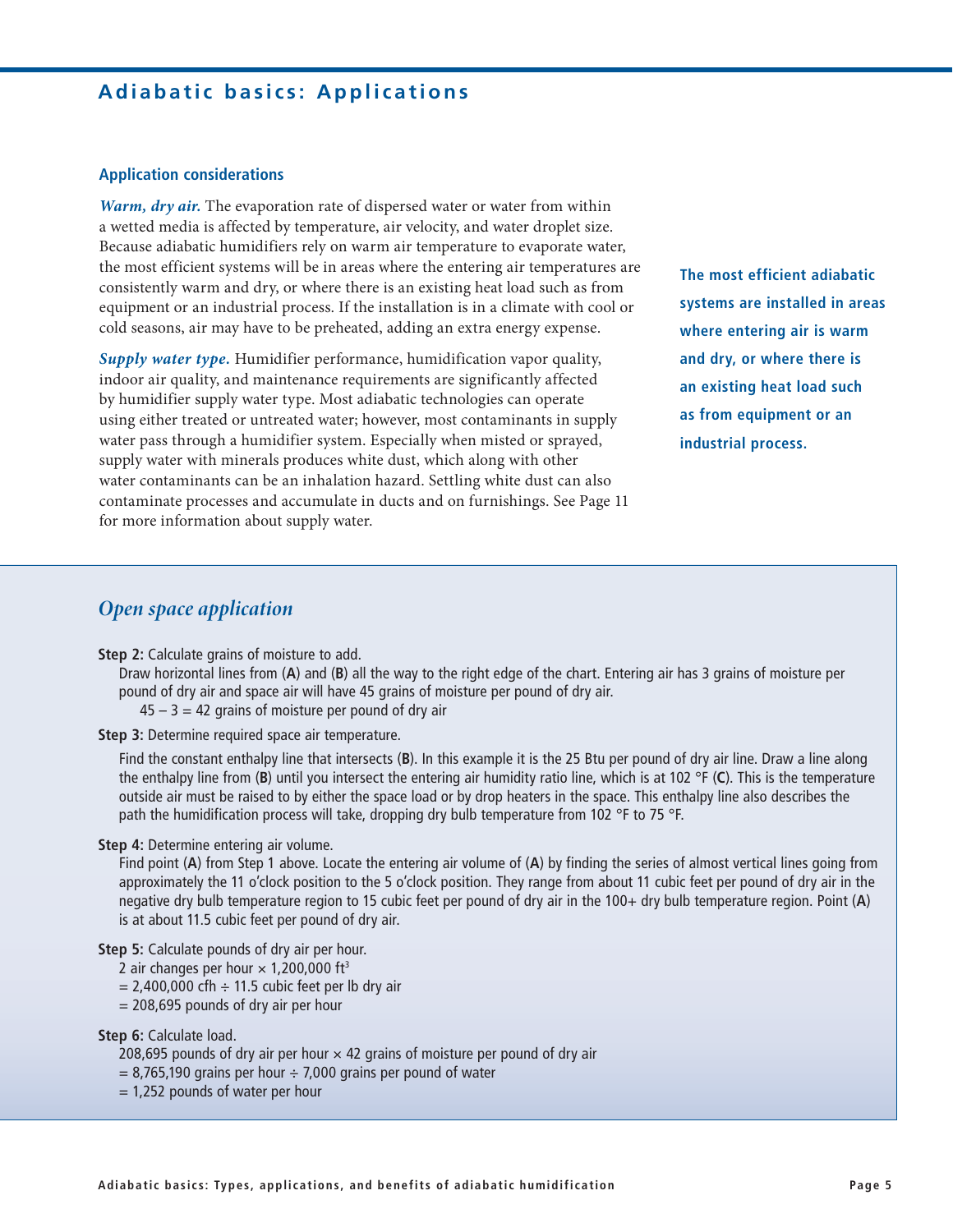## Adiabatic basics: Applications

### Application considerations

***Warm, dry air.*** The evaporation rate of dispersed water or water from within a wetted media is affected by temperature, air velocity, and water droplet size. Because adiabatic humidifiers rely on warm air temperature to evaporate water, the most efficient systems will be in areas where the entering air temperatures are consistently warm and dry, or where there is an existing heat load such as from equipment or an industrial process. If the installation is in a climate with cool or cold seasons, air may have to be preheated, adding an extra energy expense.

***Supply water type.*** Humidifier performance, humidification vapor quality, indoor air quality, and maintenance requirements are significantly affected by humidifier supply water type. Most adiabatic technologies can operate using either treated or untreated water; however, most contaminants in supply water pass through a humidifier system. Especially when misted or sprayed, supply water with minerals produces white dust, which along with other water contaminants can be an inhalation hazard. Settling white dust can also contaminate processes and accumulate in ducts and on furnishings. See Page 11 for more information about supply water.

**The most efficient adiabatic systems are installed in areas where entering air is warm and dry, or where there is an existing heat load such as from equipment or an industrial process.**

### *Open space application*

**Step 2:** Calculate grains of moisture to add.

Draw horizontal lines from (**A**) and (**B**) all the way to the right edge of the chart. Entering air has 3 grains of moisture per pound of dry air and space air will have 45 grains of moisture per pound of dry air.

45 – 3 = 42 grains of moisture per pound of dry air

**Step 3:** Determine required space air temperature.

Find the constant enthalpy line that intersects (**B**). In this example it is the 25 Btu per pound of dry air line. Draw a line along the enthalpy line from (**B**) until you intersect the entering air humidity ratio line, which is at 102 °F (**C**). This is the temperature outside air must be raised to by either the space load or by drop heaters in the space. This enthalpy line also describes the path the humidification process will take, dropping dry bulb temperature from 102 °F to 75 °F.

**Step 4:** Determine entering air volume.

Find point (**A**) from Step 1 above. Locate the entering air volume of (**A**) by finding the series of almost vertical lines going from approximately the 11 o'clock position to the 5 o'clock position. They range from about 11 cubic feet per pound of dry air in the negative dry bulb temperature region to 15 cubic feet per pound of dry air in the 100+ dry bulb temperature region. Point (**A**) is at about 11.5 cubic feet per pound of dry air.

**Step 5:** Calculate pounds of dry air per hour.

2 air changes per hour × 1,200,000 ft$^3$
= 2,400,000 cfh ÷ 11.5 cubic feet per lb dry air
= 208,695 pounds of dry air per hour

**Step 6:** Calculate load.

208,695 pounds of dry air per hour × 42 grains of moisture per pound of dry air
= 8,765,190 grains per hour ÷ 7,000 grains per pound of water
= 1,252 pounds of water per hour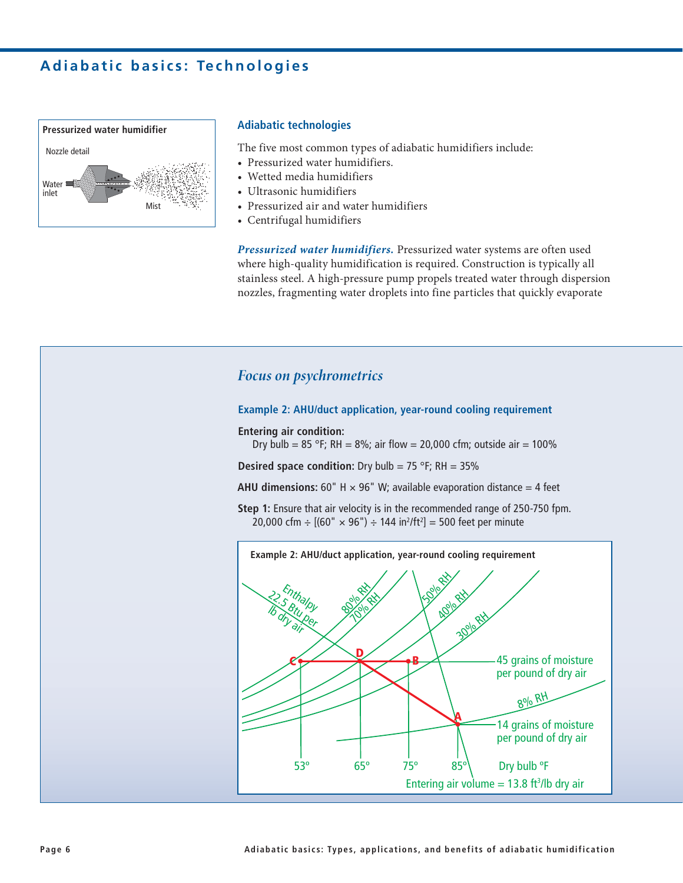## Adiabatic basics: Technologies

**Pressurized water humidifier**

Nozzle detail

Water inlet

Mist

### Adiabatic technologies

The five most common types of adiabatic humidifiers include:

- Pressurized water humidifiers.
- Wetted media humidifiers
- Ultrasonic humidifiers
- Pressurized air and water humidifiers
- Centrifugal humidifiers

***Pressurized water humidifiers.*** Pressurized water systems are often used where high-quality humidification is required. Construction is typically all stainless steel. A high-pressure pump propels treated water through dispersion nozzles, fragmenting water droplets into fine particles that quickly evaporate

### *Focus on psychrometrics*

#### Example 2: AHU/duct application, year-round cooling requirement

**Entering air condition:**
Dry bulb = 85 °F; RH = 8%; air flow = 20,000 cfm; outside air = 100%

**Desired space condition:** Dry bulb = 75 °F; RH = 35%

**AHU dimensions:** 60" H × 96" W; available evaporation distance = 4 feet

**Step 1:** Ensure that air velocity is in the recommended range of 250-750 fpm.
20,000 cfm ÷ [(60" × 96") ÷ 144 in²/ft²] = 500 feet per minute

**Example 2: AHU/duct application, year-round cooling requirement**

Enthalpy 22.5 Btu per lb dry air; 80% RH; 70% RH; 50% RH; 40% RH; 30% RH; 8% RH

C, D, B — 45 grains of moisture per pound of dry air

A — 14 grains of moisture per pound of dry air

53°, 65°, 75°, 85° — Dry bulb °F

Entering air volume = 13.8 ft³/lb dry air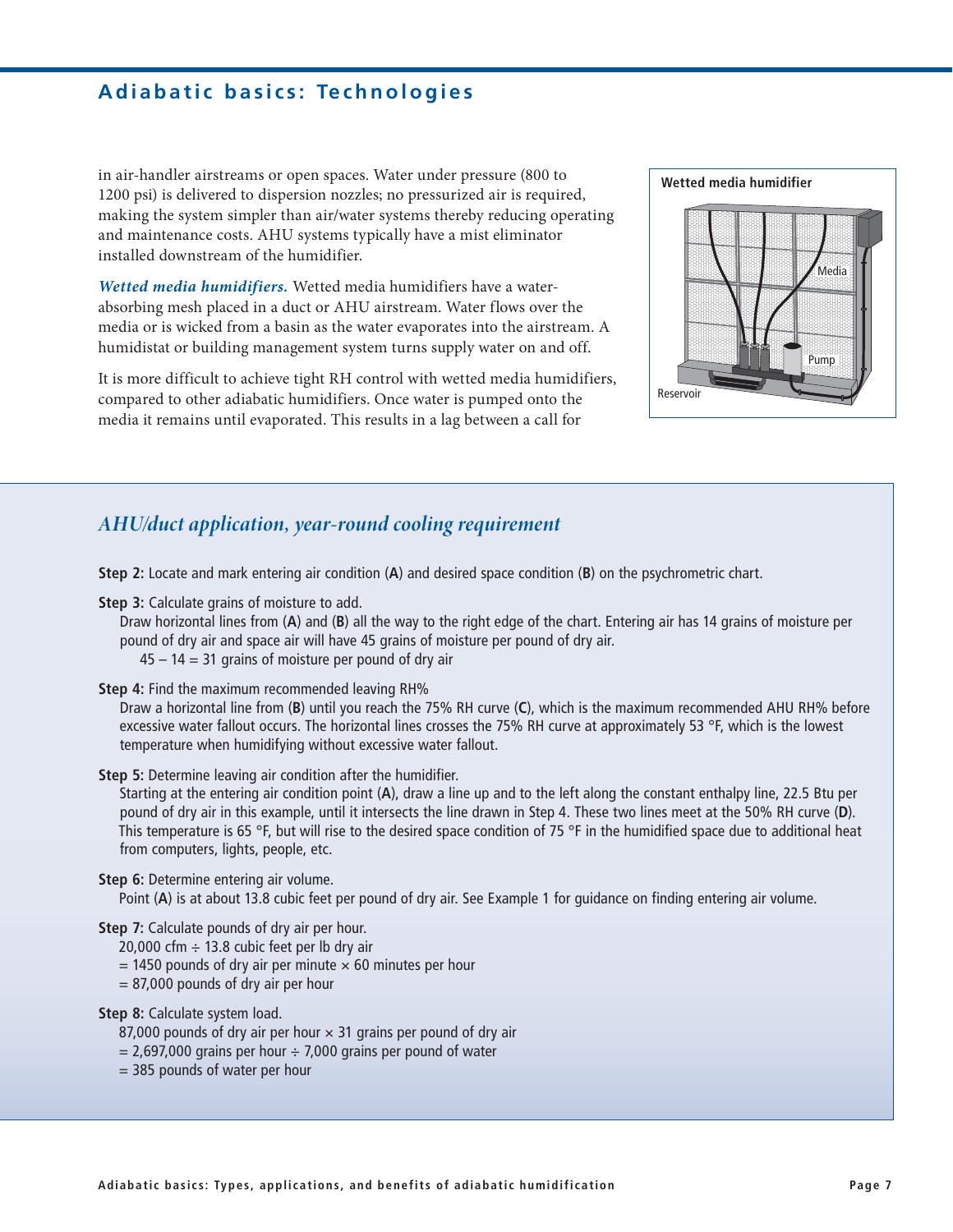## Adiabatic basics: Technologies

in air-handler airstreams or open spaces. Water under pressure (800 to 1200 psi) is delivered to dispersion nozzles; no pressurized air is required, making the system simpler than air/water systems thereby reducing operating and maintenance costs. AHU systems typically have a mist eliminator installed downstream of the humidifier.

***Wetted media humidifiers.*** Wetted media humidifiers have a water-absorbing mesh placed in a duct or AHU airstream. Water flows over the media or is wicked from a basin as the water evaporates into the airstream. A humidistat or building management system turns supply water on and off.

It is more difficult to achieve tight RH control with wetted media humidifiers, compared to other adiabatic humidifiers. Once water is pumped onto the media it remains until evaporated. This results in a lag between a call for

**Wetted media humidifier**

Media

Pump

Reservoir

### *AHU/duct application, year-round cooling requirement*

**Step 2:** Locate and mark entering air condition (**A**) and desired space condition (**B**) on the psychrometric chart.

**Step 3:** Calculate grains of moisture to add.
Draw horizontal lines from (**A**) and (**B**) all the way to the right edge of the chart. Entering air has 14 grains of moisture per pound of dry air and space air will have 45 grains of moisture per pound of dry air.
45 – 14 = 31 grains of moisture per pound of dry air

**Step 4:** Find the maximum recommended leaving RH%
Draw a horizontal line from (**B**) until you reach the 75% RH curve (**C**), which is the maximum recommended AHU RH% before excessive water fallout occurs. The horizontal lines crosses the 75% RH curve at approximately 53 °F, which is the lowest temperature when humidifying without excessive water fallout.

**Step 5:** Determine leaving air condition after the humidifier.
Starting at the entering air condition point (**A**), draw a line up and to the left along the constant enthalpy line, 22.5 Btu per pound of dry air in this example, until it intersects the line drawn in Step 4. These two lines meet at the 50% RH curve (**D**). This temperature is 65 °F, but will rise to the desired space condition of 75 °F in the humidified space due to additional heat from computers, lights, people, etc.

**Step 6:** Determine entering air volume.
Point (**A**) is at about 13.8 cubic feet per pound of dry air. See Example 1 for guidance on finding entering air volume.

**Step 7:** Calculate pounds of dry air per hour.
20,000 cfm ÷ 13.8 cubic feet per lb dry air
= 1450 pounds of dry air per minute × 60 minutes per hour
= 87,000 pounds of dry air per hour

**Step 8:** Calculate system load.
87,000 pounds of dry air per hour × 31 grains per pound of dry air
= 2,697,000 grains per hour ÷ 7,000 grains per pound of water
= 385 pounds of water per hour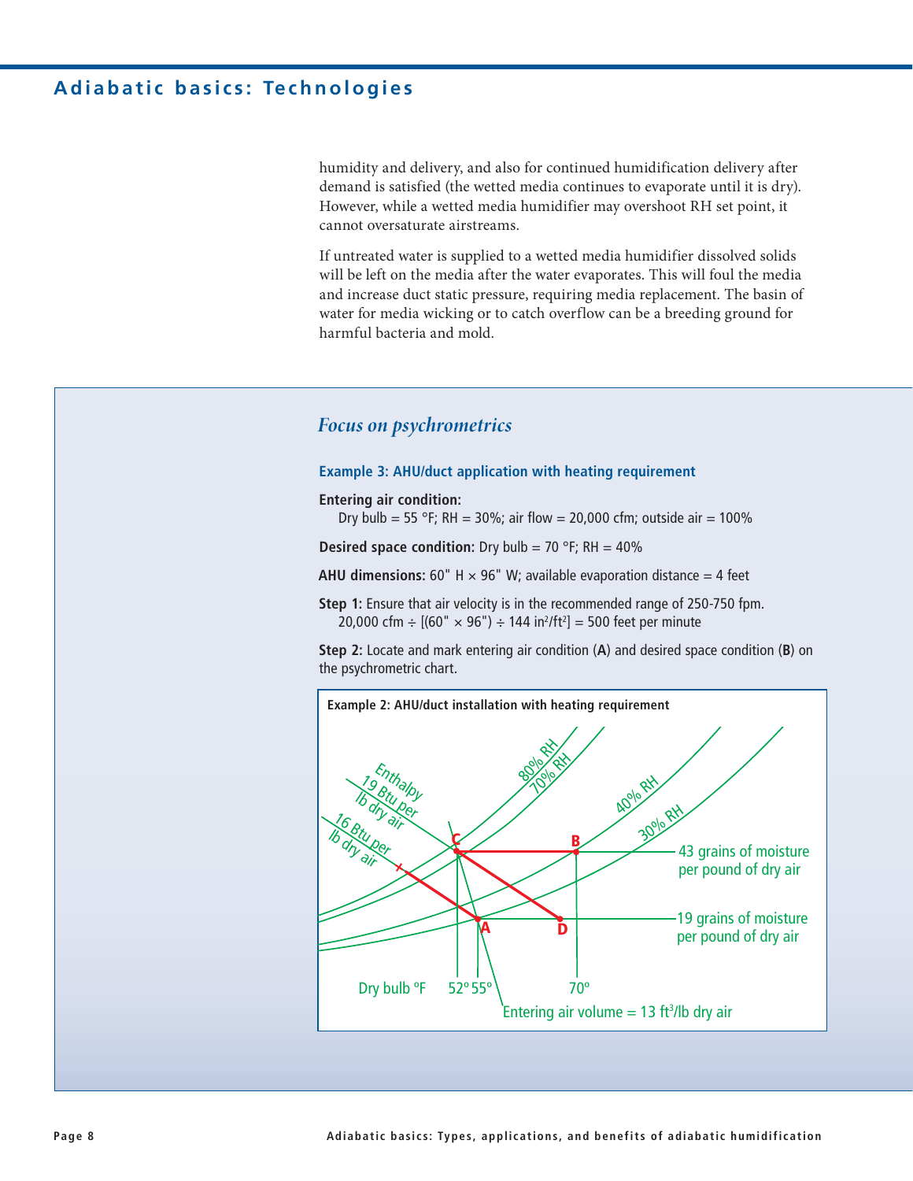## Adiabatic basics: Technologies

humidity and delivery, and also for continued humidification delivery after demand is satisfied (the wetted media continues to evaporate until it is dry). However, while a wetted media humidifier may overshoot RH set point, it cannot oversaturate airstreams.

If untreated water is supplied to a wetted media humidifier dissolved solids will be left on the media after the water evaporates. This will foul the media and increase duct static pressure, requiring media replacement. The basin of water for media wicking or to catch overflow can be a breeding ground for harmful bacteria and mold.

### *Focus on psychrometrics*

#### Example 3: AHU/duct application with heating requirement

**Entering air condition:**
Dry bulb = 55 °F; RH = 30%; air flow = 20,000 cfm; outside air = 100%

**Desired space condition:** Dry bulb = 70 °F; RH = 40%

**AHU dimensions:** 60" H × 96" W; available evaporation distance = 4 feet

**Step 1:** Ensure that air velocity is in the recommended range of 250-750 fpm.
20,000 cfm ÷ [(60" × 96") ÷ 144 in²/ft²] = 500 feet per minute

**Step 2:** Locate and mark entering air condition (**A**) and desired space condition (**B**) on the psychrometric chart.

**Example 2: AHU/duct installation with heating requirement**

Enthalpy 19 Btu per lb dry air; 16 Btu per lb dry air; 80% RH; 70% RH; 40% RH; 30% RH; C; B; A; D; 43 grains of moisture per pound of dry air; 19 grains of moisture per pound of dry air; Dry bulb °F; 52° 55°; 70°; Entering air volume = 13 ft³/lb dry air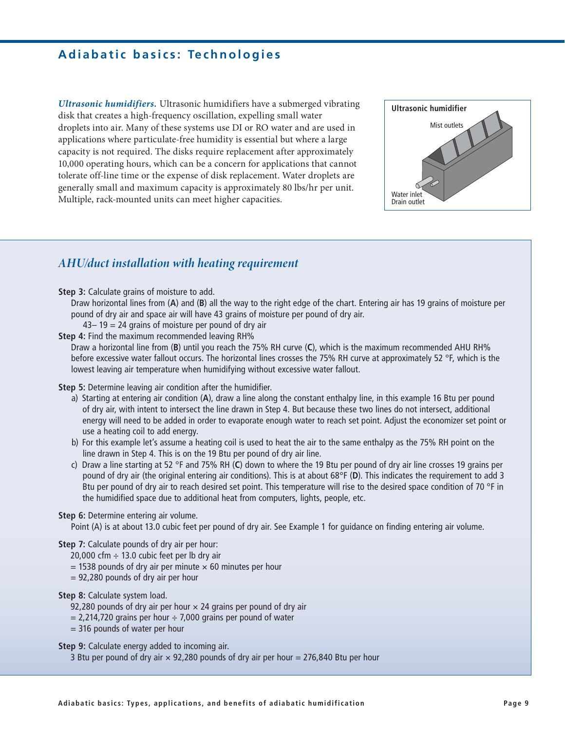## Adiabatic basics: Technologies

***Ultrasonic humidifiers.*** Ultrasonic humidifiers have a submerged vibrating disk that creates a high-frequency oscillation, expelling small water droplets into air. Many of these systems use DI or RO water and are used in applications where particulate-free humidity is essential but where a large capacity is not required. The disks require replacement after approximately 10,000 operating hours, which can be a concern for applications that cannot tolerate off-line time or the expense of disk replacement. Water droplets are generally small and maximum capacity is approximately 80 lbs/hr per unit. Multiple, rack-mounted units can meet higher capacities.

**Ultrasonic humidifier**

Mist outlets

Water inlet
Drain outlet

### *AHU/duct installation with heating requirement*

**Step 3:** Calculate grains of moisture to add.

Draw horizontal lines from (**A**) and (**B**) all the way to the right edge of the chart. Entering air has 19 grains of moisture per pound of dry air and space air will have 43 grains of moisture per pound of dry air.

43– 19 = 24 grains of moisture per pound of dry air

**Step 4:** Find the maximum recommended leaving RH%

Draw a horizontal line from (**B**) until you reach the 75% RH curve (**C**), which is the maximum recommended AHU RH% before excessive water fallout occurs. The horizontal lines crosses the 75% RH curve at approximately 52 °F, which is the lowest leaving air temperature when humidifying without excessive water fallout.

**Step 5:** Determine leaving air condition after the humidifier.

a) Starting at entering air condition (**A**), draw a line along the constant enthalpy line, in this example 16 Btu per pound of dry air, with intent to intersect the line drawn in Step 4. But because these two lines do not intersect, additional energy will need to be added in order to evaporate enough water to reach set point. Adjust the economizer set point or use a heating coil to add energy.

b) For this example let's assume a heating coil is used to heat the air to the same enthalpy as the 75% RH point on the line drawn in Step 4. This is on the 19 Btu per pound of dry air line.

c) Draw a line starting at 52 °F and 75% RH (**C**) down to where the 19 Btu per pound of dry air line crosses 19 grains per pound of dry air (the original entering air conditions). This is at about 68°F (**D**). This indicates the requirement to add 3 Btu per pound of dry air to reach desired set point. This temperature will rise to the desired space condition of 70 °F in the humidified space due to additional heat from computers, lights, people, etc.

**Step 6:** Determine entering air volume.

Point (A) is at about 13.0 cubic feet per pound of dry air. See Example 1 for guidance on finding entering air volume.

**Step 7:** Calculate pounds of dry air per hour:

20,000 cfm ÷ 13.0 cubic feet per lb dry air
= 1538 pounds of dry air per minute × 60 minutes per hour
= 92,280 pounds of dry air per hour

**Step 8:** Calculate system load.

92,280 pounds of dry air per hour × 24 grains per pound of dry air
= 2,214,720 grains per hour ÷ 7,000 grains per pound of water
= 316 pounds of water per hour

**Step 9:** Calculate energy added to incoming air.

3 Btu per pound of dry air × 92,280 pounds of dry air per hour = 276,840 Btu per hour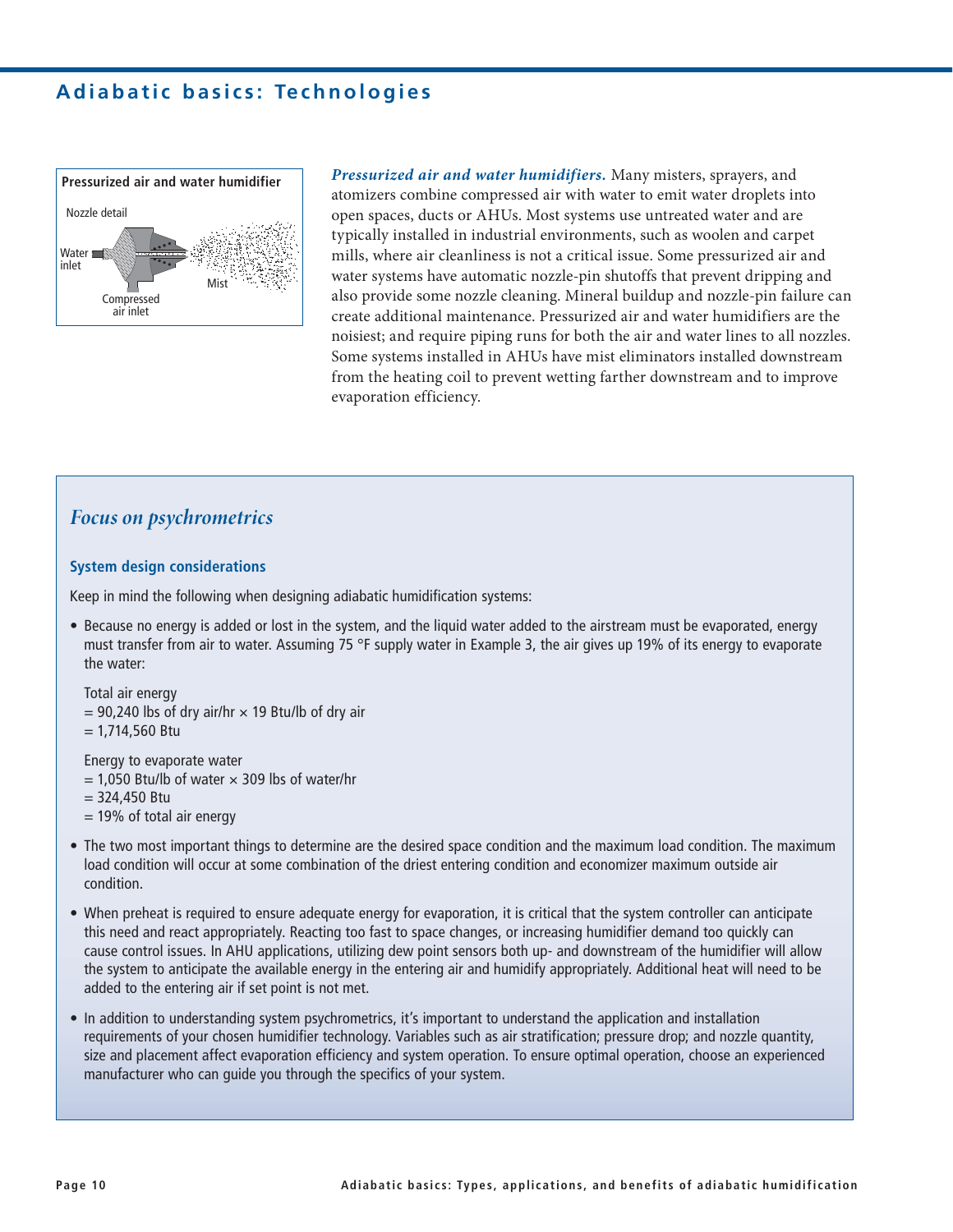## Adiabatic basics: Technologies

**Pressurized air and water humidifier**

Nozzle detail

Water inlet

Compressed air inlet

Mist

***Pressurized air and water humidifiers.*** Many misters, sprayers, and atomizers combine compressed air with water to emit water droplets into open spaces, ducts or AHUs. Most systems use untreated water and are typically installed in industrial environments, such as woolen and carpet mills, where air cleanliness is not a critical issue. Some pressurized air and water systems have automatic nozzle-pin shutoffs that prevent dripping and also provide some nozzle cleaning. Mineral buildup and nozzle-pin failure can create additional maintenance. Pressurized air and water humidifiers are the noisiest; and require piping runs for both the air and water lines to all nozzles. Some systems installed in AHUs have mist eliminators installed downstream from the heating coil to prevent wetting farther downstream and to improve evaporation efficiency.

### *Focus on psychrometrics*

#### System design considerations

Keep in mind the following when designing adiabatic humidification systems:

- Because no energy is added or lost in the system, and the liquid water added to the airstream must be evaporated, energy must transfer from air to water. Assuming 75 °F supply water in Example 3, the air gives up 19% of its energy to evaporate the water:

  Total air energy
  = 90,240 lbs of dry air/hr × 19 Btu/lb of dry air
  = 1,714,560 Btu

  Energy to evaporate water
  = 1,050 Btu/lb of water × 309 lbs of water/hr
  = 324,450 Btu
  = 19% of total air energy

- The two most important things to determine are the desired space condition and the maximum load condition. The maximum load condition will occur at some combination of the driest entering condition and economizer maximum outside air condition.

- When preheat is required to ensure adequate energy for evaporation, it is critical that the system controller can anticipate this need and react appropriately. Reacting too fast to space changes, or increasing humidifier demand too quickly can cause control issues. In AHU applications, utilizing dew point sensors both up- and downstream of the humidifier will allow the system to anticipate the available energy in the entering air and humidify appropriately. Additional heat will need to be added to the entering air if set point is not met.

- In addition to understanding system psychrometrics, it's important to understand the application and installation requirements of your chosen humidifier technology. Variables such as air stratification; pressure drop; and nozzle quantity, size and placement affect evaporation efficiency and system operation. To ensure optimal operation, choose an experienced manufacturer who can guide you through the specifics of your system.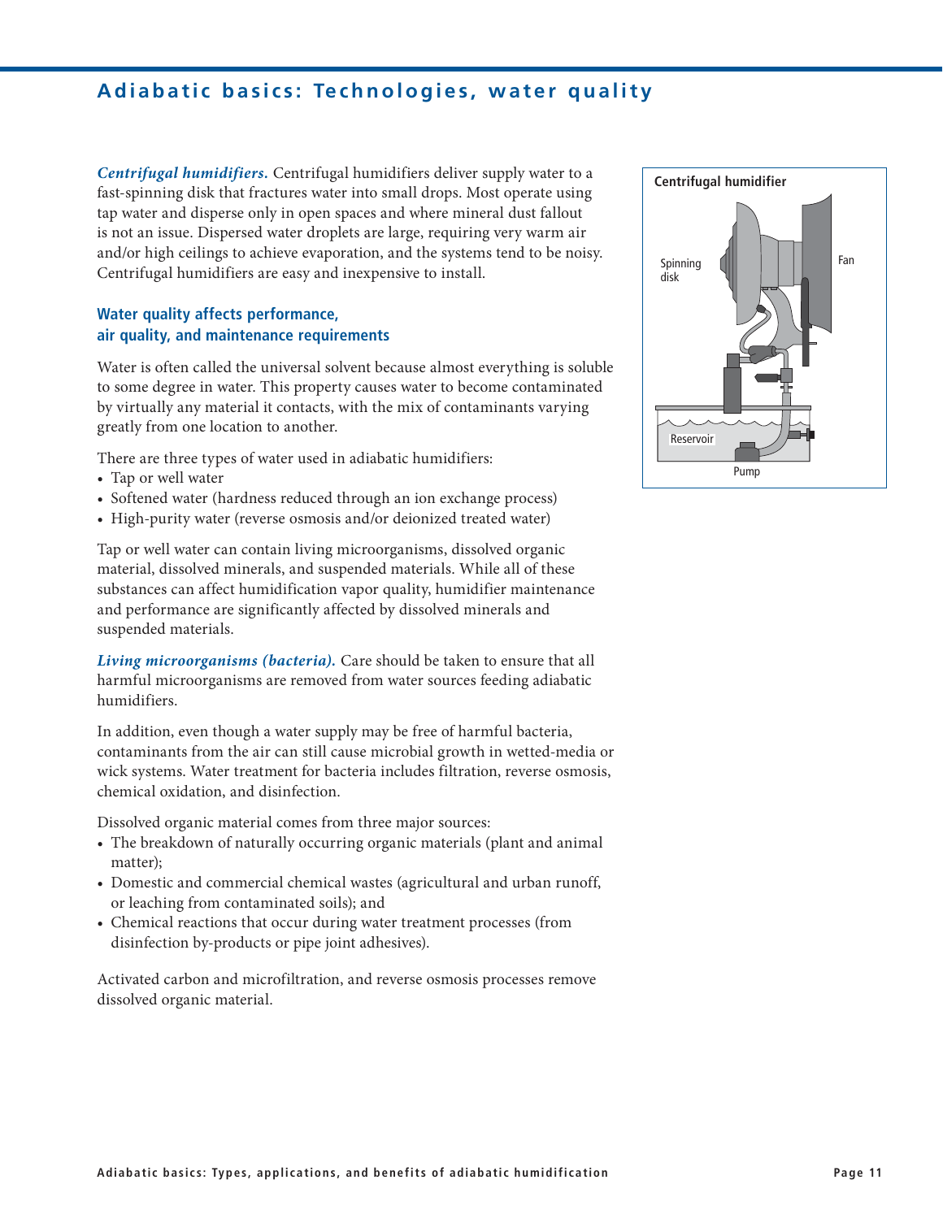## Adiabatic basics: Technologies, water quality

***Centrifugal humidifiers.*** Centrifugal humidifiers deliver supply water to a fast-spinning disk that fractures water into small drops. Most operate using tap water and disperse only in open spaces and where mineral dust fallout is not an issue. Dispersed water droplets are large, requiring very warm air and/or high ceilings to achieve evaporation, and the systems tend to be noisy. Centrifugal humidifiers are easy and inexpensive to install.

**Centrifugal humidifier**

Spinning disk

Fan

Reservoir

Pump

### Water quality affects performance, air quality, and maintenance requirements

Water is often called the universal solvent because almost everything is soluble to some degree in water. This property causes water to become contaminated by virtually any material it contacts, with the mix of contaminants varying greatly from one location to another.

There are three types of water used in adiabatic humidifiers:

- Tap or well water
- Softened water (hardness reduced through an ion exchange process)
- High-purity water (reverse osmosis and/or deionized treated water)

Tap or well water can contain living microorganisms, dissolved organic material, dissolved minerals, and suspended materials. While all of these substances can affect humidification vapor quality, humidifier maintenance and performance are significantly affected by dissolved minerals and suspended materials.

***Living microorganisms (bacteria).*** Care should be taken to ensure that all harmful microorganisms are removed from water sources feeding adiabatic humidifiers.

In addition, even though a water supply may be free of harmful bacteria, contaminants from the air can still cause microbial growth in wetted-media or wick systems. Water treatment for bacteria includes filtration, reverse osmosis, chemical oxidation, and disinfection.

Dissolved organic material comes from three major sources:

- The breakdown of naturally occurring organic materials (plant and animal matter);
- Domestic and commercial chemical wastes (agricultural and urban runoff, or leaching from contaminated soils); and
- Chemical reactions that occur during water treatment processes (from disinfection by-products or pipe joint adhesives).

Activated carbon and microfiltration, and reverse osmosis processes remove dissolved organic material.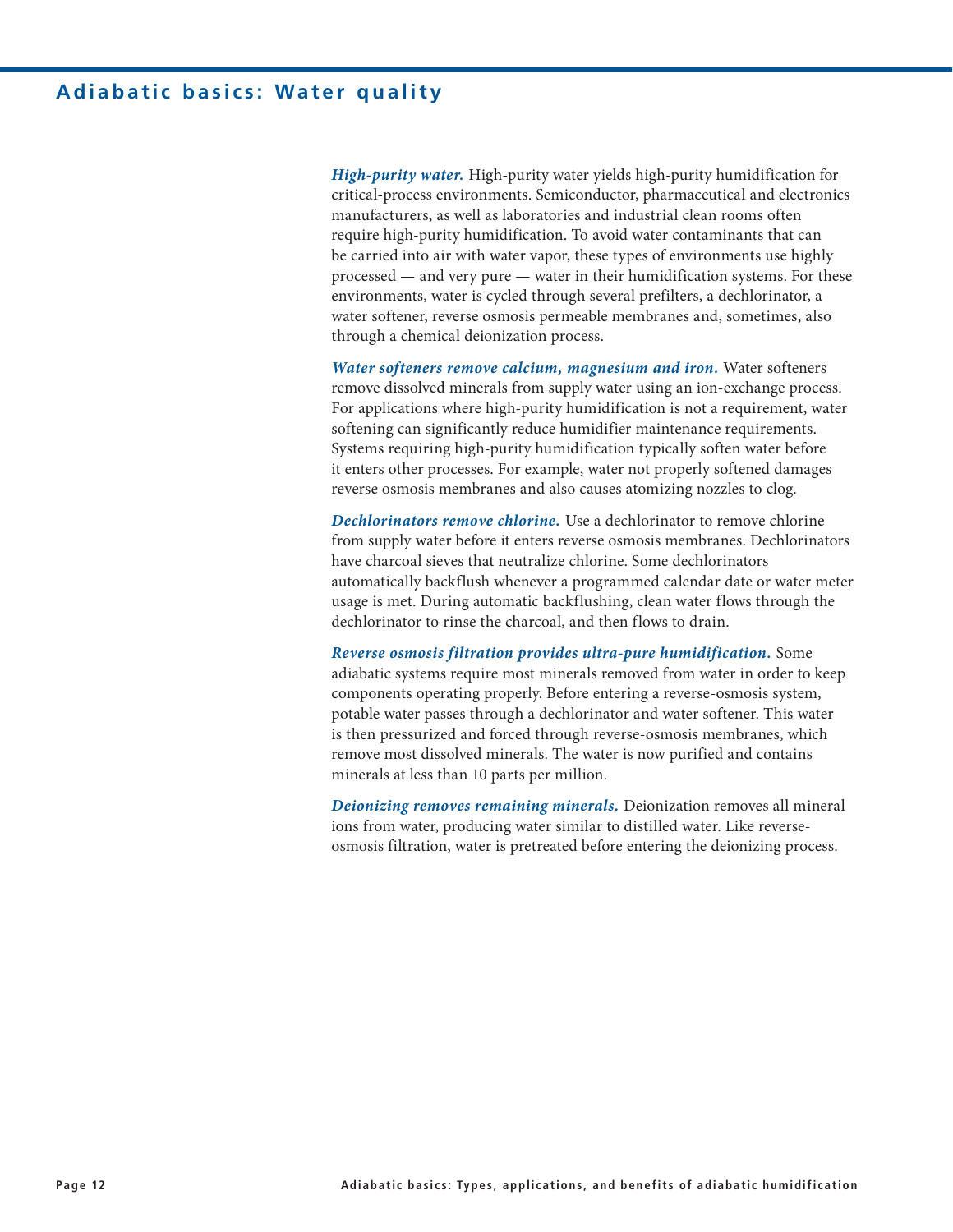## Adiabatic basics: Water quality

***High-purity water.*** High-purity water yields high-purity humidification for critical-process environments. Semiconductor, pharmaceutical and electronics manufacturers, as well as laboratories and industrial clean rooms often require high-purity humidification. To avoid water contaminants that can be carried into air with water vapor, these types of environments use highly processed — and very pure — water in their humidification systems. For these environments, water is cycled through several prefilters, a dechlorinator, a water softener, reverse osmosis permeable membranes and, sometimes, also through a chemical deionization process.

***Water softeners remove calcium, magnesium and iron.*** Water softeners remove dissolved minerals from supply water using an ion-exchange process. For applications where high-purity humidification is not a requirement, water softening can significantly reduce humidifier maintenance requirements. Systems requiring high-purity humidification typically soften water before it enters other processes. For example, water not properly softened damages reverse osmosis membranes and also causes atomizing nozzles to clog.

***Dechlorinators remove chlorine.*** Use a dechlorinator to remove chlorine from supply water before it enters reverse osmosis membranes. Dechlorinators have charcoal sieves that neutralize chlorine. Some dechlorinators automatically backflush whenever a programmed calendar date or water meter usage is met. During automatic backflushing, clean water flows through the dechlorinator to rinse the charcoal, and then flows to drain.

***Reverse osmosis filtration provides ultra-pure humidification.*** Some adiabatic systems require most minerals removed from water in order to keep components operating properly. Before entering a reverse-osmosis system, potable water passes through a dechlorinator and water softener. This water is then pressurized and forced through reverse-osmosis membranes, which remove most dissolved minerals. The water is now purified and contains minerals at less than 10 parts per million.

***Deionizing removes remaining minerals.*** Deionization removes all mineral ions from water, producing water similar to distilled water. Like reverse-osmosis filtration, water is pretreated before entering the deionizing process.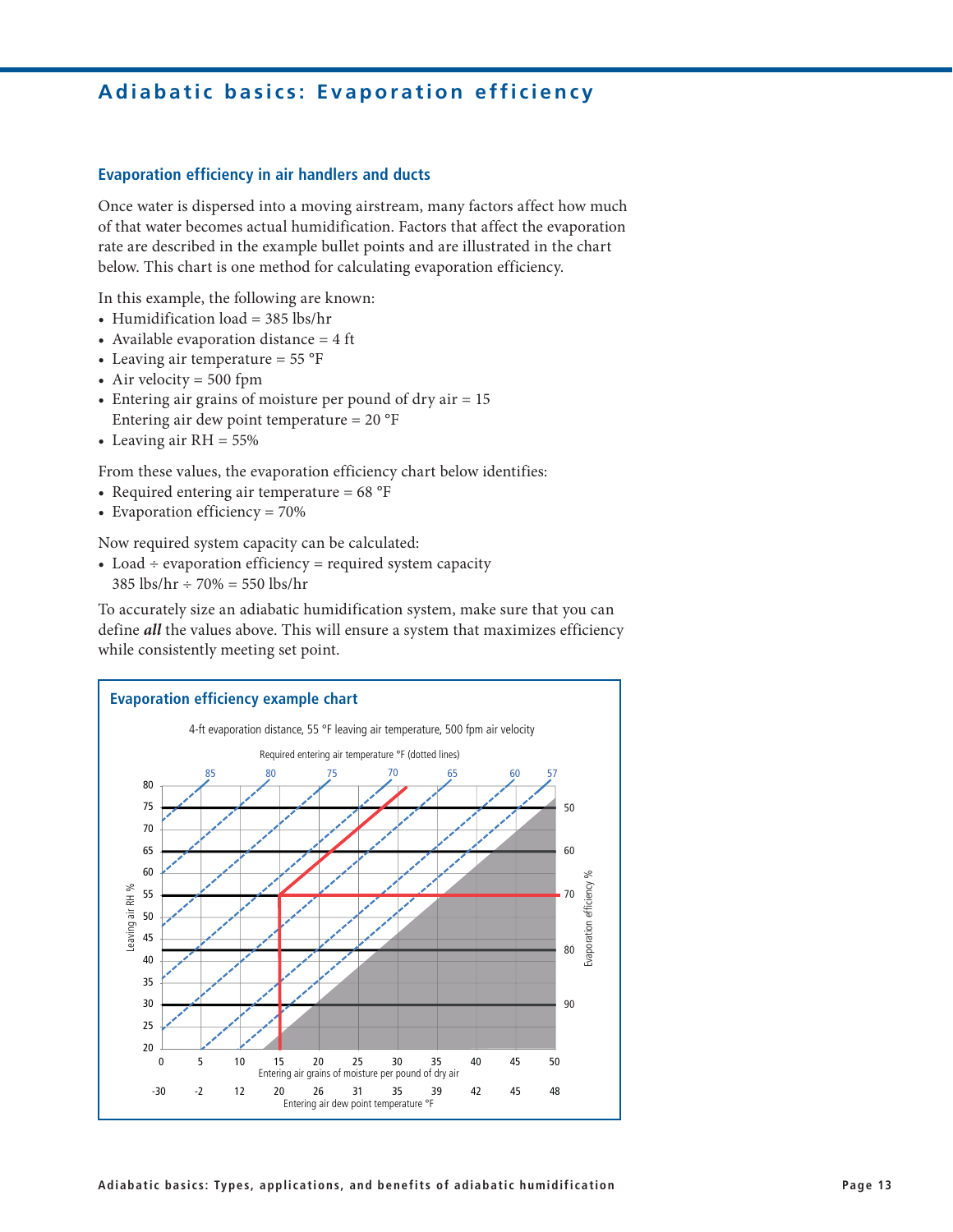## Adiabatic basics: Evaporation efficiency

### Evaporation efficiency in air handlers and ducts

Once water is dispersed into a moving airstream, many factors affect how much of that water becomes actual humidification. Factors that affect the evaporation rate are described in the example bullet points and are illustrated in the chart below. This chart is one method for calculating evaporation efficiency.

In this example, the following are known:

- Humidification load = 385 lbs/hr
- Available evaporation distance = 4 ft
- Leaving air temperature = 55 °F
- Air velocity = 500 fpm
- Entering air grains of moisture per pound of dry air = 15
  Entering air dew point temperature = 20 °F
- Leaving air RH = 55%

From these values, the evaporation efficiency chart below identifies:

- Required entering air temperature = 68 °F
- Evaporation efficiency = 70%

Now required system capacity can be calculated:

- Load ÷ evaporation efficiency = required system capacity
  385 lbs/hr ÷ 70% = 550 lbs/hr

To accurately size an adiabatic humidification system, make sure that you can define ***all*** the values above. This will ensure a system that maximizes efficiency while consistently meeting set point.

**Evaporation efficiency example chart**

4-ft evaporation distance, 55 °F leaving air temperature, 500 fpm air velocity

Required entering air temperature °F (dotted lines): 85, 80, 75, 70, 65, 60, 57

Leaving air RH %: 20, 25, 30, 35, 40, 45, 50, 55, 60, 65, 70, 75, 80

Evaporation efficiency %: 50, 60, 70, 80, 90

Entering air grains of moisture per pound of dry air: 0, 5, 10, 15, 20, 25, 30, 35, 40, 45, 50

Entering air dew point temperature °F: -30, -2, 12, 20, 26, 31, 35, 39, 42, 45, 48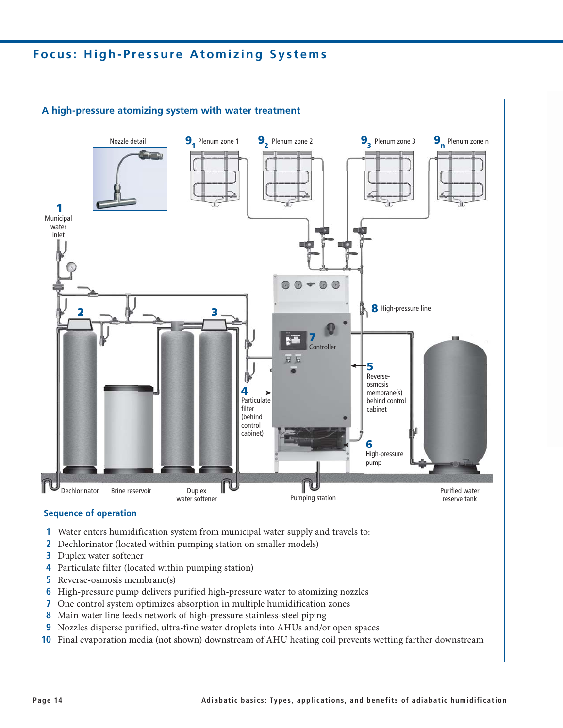# Focus: High-Pressure Atomizing Systems

## A high-pressure atomizing system with water treatment

Nozzle detail

$9_1$ Plenum zone 1 $9_2$ Plenum zone 2 $9_3$ Plenum zone 3 $9_n$ Plenum zone n

**1** Municipal water inlet

**2**

**3**

**4** Particulate filter (behind control cabinet)

**5** Reverse-osmosis membrane(s) behind control cabinet

**6** High-pressure pump

**7** Controller

**8** High-pressure line

Dechlorinator Brine reservoir Duplex water softener Pumping station Purified water reserve tank

### Sequence of operation

1. Water enters humidification system from municipal water supply and travels to:
2. Dechlorinator (located within pumping station on smaller models)
3. Duplex water softener
4. Particulate filter (located within pumping station)
5. Reverse-osmosis membrane(s)
6. High-pressure pump delivers purified high-pressure water to atomizing nozzles
7. One control system optimizes absorption in multiple humidification zones
8. Main water line feeds network of high-pressure stainless-steel piping
9. Nozzles disperse purified, ultra-fine water droplets into AHUs and/or open spaces
10. Final evaporation media (not shown) downstream of AHU heating coil prevents wetting farther downstream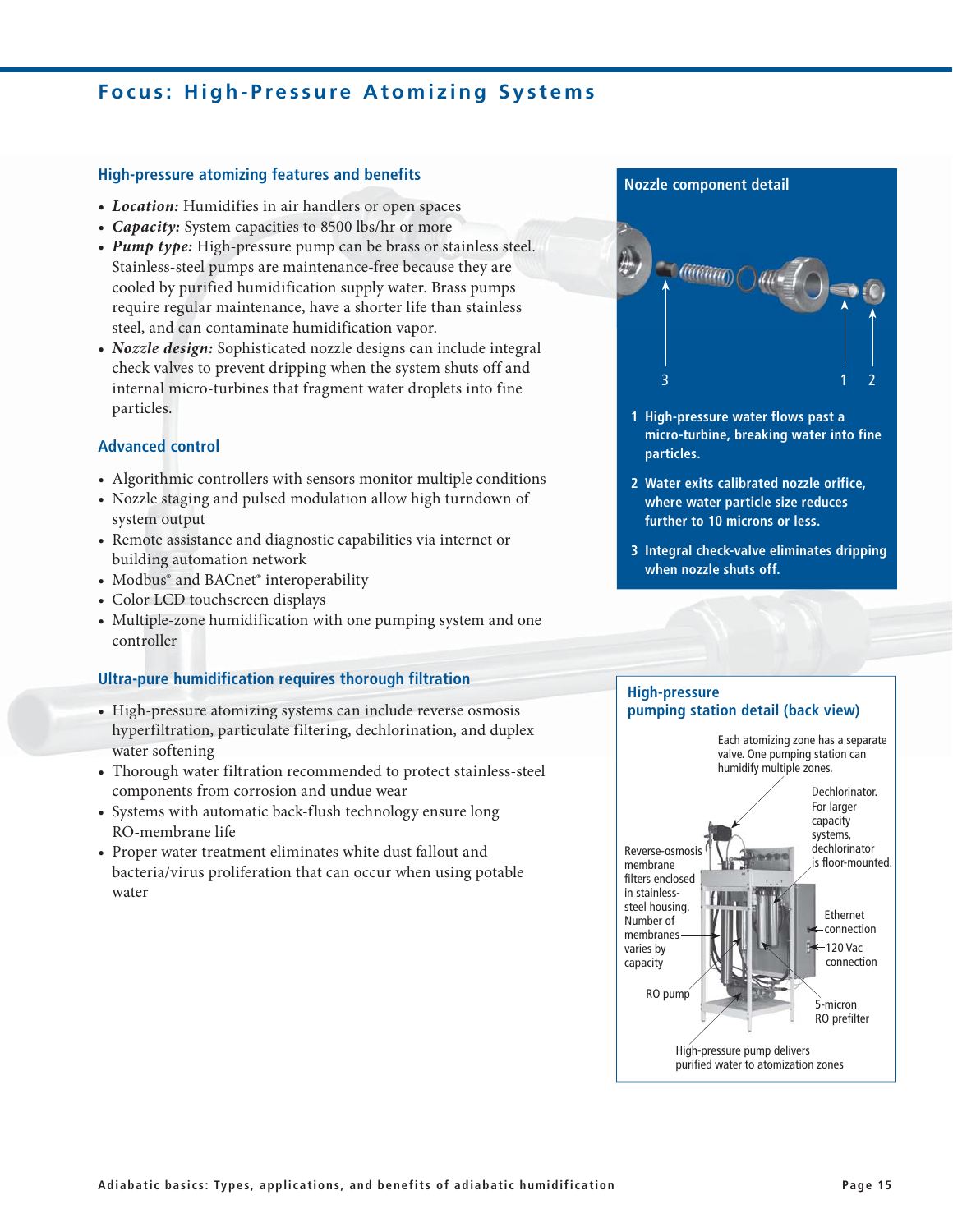# Focus: High-Pressure Atomizing Systems

## High-pressure atomizing features and benefits

- ***Location:*** Humidifies in air handlers or open spaces
- ***Capacity:*** System capacities to 8500 lbs/hr or more
- ***Pump type:*** High-pressure pump can be brass or stainless steel. Stainless-steel pumps are maintenance-free because they are cooled by purified humidification supply water. Brass pumps require regular maintenance, have a shorter life than stainless steel, and can contaminate humidification vapor.
- ***Nozzle design:*** Sophisticated nozzle designs can include integral check valves to prevent dripping when the system shuts off and internal micro-turbines that fragment water droplets into fine particles.

## Advanced control

- Algorithmic controllers with sensors monitor multiple conditions
- Nozzle staging and pulsed modulation allow high turndown of system output
- Remote assistance and diagnostic capabilities via internet or building automation network
- Modbus® and BACnet® interoperability
- Color LCD touchscreen displays
- Multiple-zone humidification with one pumping system and one controller

## Ultra-pure humidification requires thorough filtration

- High-pressure atomizing systems can include reverse osmosis hyperfiltration, particulate filtering, dechlorination, and duplex water softening
- Thorough water filtration recommended to protect stainless-steel components from corrosion and undue wear
- Systems with automatic back-flush technology ensure long RO-membrane life
- Proper water treatment eliminates white dust fallout and bacteria/virus proliferation that can occur when using potable water

## Nozzle component detail

3 1 2

1. High-pressure water flows past a micro-turbine, breaking water into fine particles.
2. Water exits calibrated nozzle orifice, where water particle size reduces further to 10 microns or less.
3. Integral check-valve eliminates dripping when nozzle shuts off.

## High-pressure pumping station detail (back view)

Each atomizing zone has a separate valve. One pumping station can humidify multiple zones.

Dechlorinator. For larger capacity systems, dechlorinator is floor-mounted.

Reverse-osmosis membrane filters enclosed in stainless-steel housing. Number of membranes varies by capacity

Ethernet connection

120 Vac connection

RO pump

5-micron RO prefilter

High-pressure pump delivers purified water to atomization zones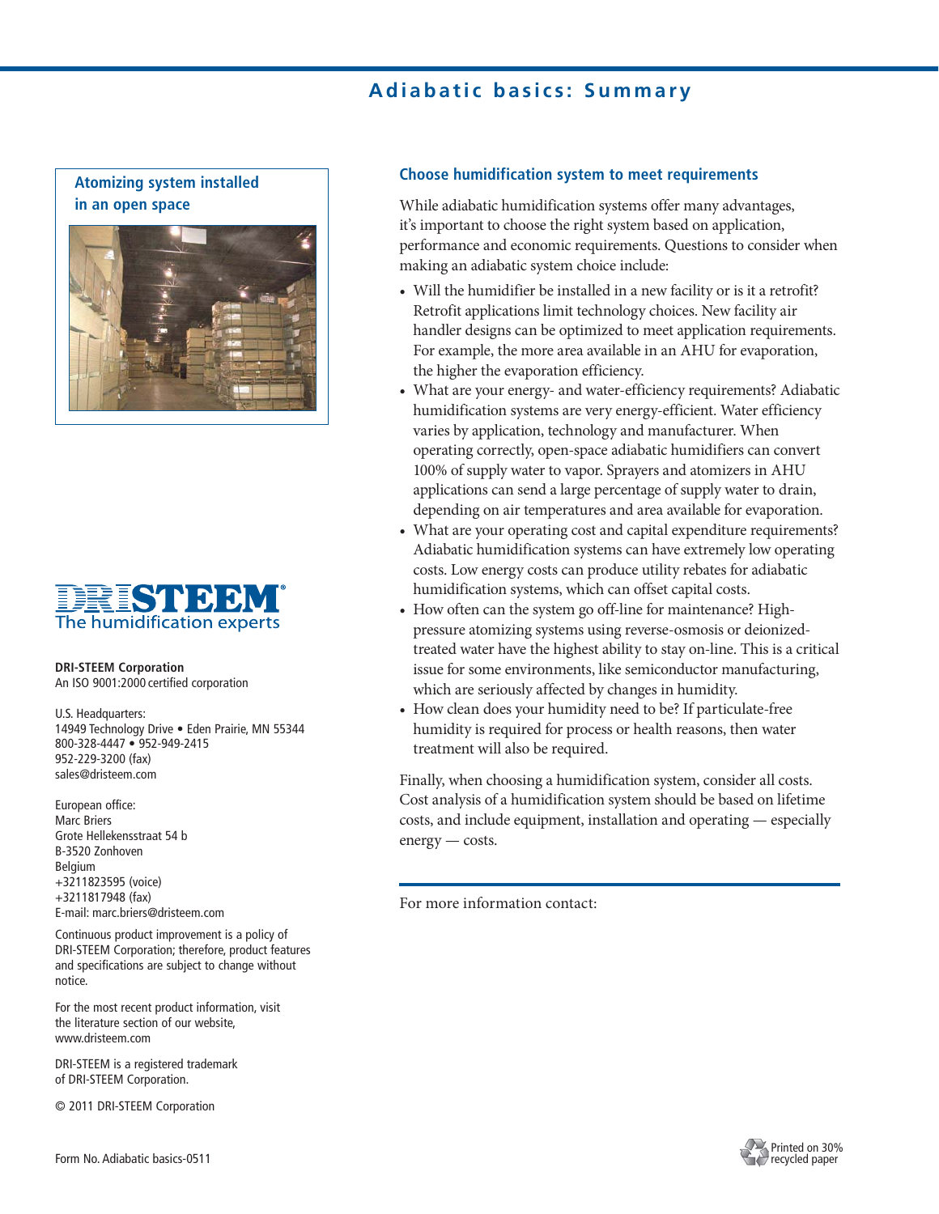# Adiabatic basics: Summary

**Atomizing system installed in an open space**

## Choose humidification system to meet requirements

While adiabatic humidification systems offer many advantages, it's important to choose the right system based on application, performance and economic requirements. Questions to consider when making an adiabatic system choice include:

- Will the humidifier be installed in a new facility or is it a retrofit? Retrofit applications limit technology choices. New facility air handler designs can be optimized to meet application requirements. For example, the more area available in an AHU for evaporation, the higher the evaporation efficiency.
- What are your energy- and water-efficiency requirements? Adiabatic humidification systems are very energy-efficient. Water efficiency varies by application, technology and manufacturer. When operating correctly, open-space adiabatic humidifiers can convert 100% of supply water to vapor. Sprayers and atomizers in AHU applications can send a large percentage of supply water to drain, depending on air temperatures and area available for evaporation.
- What are your operating cost and capital expenditure requirements? Adiabatic humidification systems can have extremely low operating costs. Low energy costs can produce utility rebates for adiabatic humidification systems, which can offset capital costs.
- How often can the system go off-line for maintenance? High-pressure atomizing systems using reverse-osmosis or deionized-treated water have the highest ability to stay on-line. This is a critical issue for some environments, like semiconductor manufacturing, which are seriously affected by changes in humidity.
- How clean does your humidity need to be? If particulate-free humidity is required for process or health reasons, then water treatment will also be required.

Finally, when choosing a humidification system, consider all costs. Cost analysis of a humidification system should be based on lifetime costs, and include equipment, installation and operating — especially energy — costs.

For more information contact:

DRI-STEEM®
The humidification experts

**DRI-STEEM Corporation**
An ISO 9001:2000 certified corporation

U.S. Headquarters:
14949 Technology Drive • Eden Prairie, MN 55344
800-328-4447 • 952-949-2415
952-229-3200 (fax)
sales@dristeem.com

European office:
Marc Briers
Grote Hellekensstraat 54 b
B-3520 Zonhoven
Belgium
+3211823595 (voice)
+3211817948 (fax)
E-mail: marc.briers@dristeem.com

Continuous product improvement is a policy of DRI-STEEM Corporation; therefore, product features and specifications are subject to change without notice.

For the most recent product information, visit the literature section of our website, www.dristeem.com

DRI-STEEM is a registered trademark of DRI-STEEM Corporation.

© 2011 DRI-STEEM Corporation

Form No. Adiabatic basics-0511

Printed on 30% recycled paper